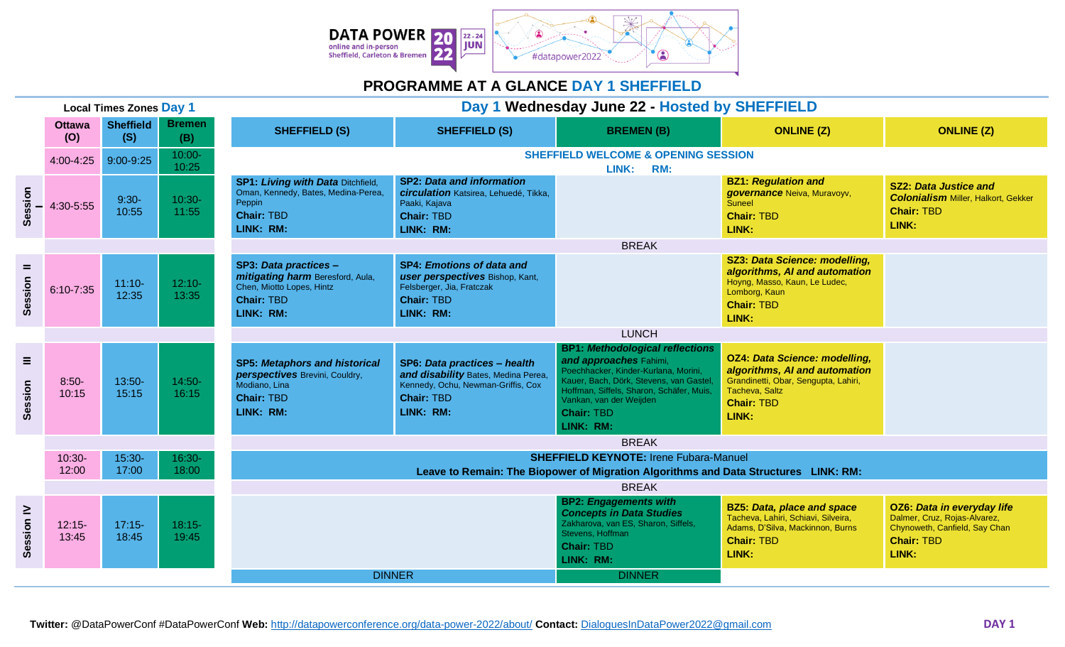# DATA POWER 2022

online and in-person
Sheffield, Carleton & Bremen
22 - 24 JUN
#datapower2022

## PROGRAMME AT A GLANCE DAY 1 SHEFFIELD

**Local Times Zones Day 1** — **Day 1 Wednesday June 22 - Hosted by SHEFFIELD**

| Session | Ottawa (O) | Sheffield (S) | Bremen (B) | SHEFFIELD (S) | SHEFFIELD (S) | BREMEN (B) | ONLINE (Z) | ONLINE (Z) |
|---|---|---|---|---|---|---|---|---|
| | 4:00-4:25 | 9:00-9:25 | 10:00-10:25 | **SHEFFIELD WELCOME & OPENING SESSION** LINK: RM: | | | | |
| Session I | 4:30-5:55 | 9:30-10:55 | 10:30-11:55 | **SP1:** ***Living with Data*** Ditchfield, Oman, Kennedy, Bates, Medina-Perea, Peppin **Chair:** TBD **LINK: RM:** | **SP2:** ***Data and information circulation*** Katsirea, Lehuedé, Tikka, Paaki, Kajava **Chair:** TBD **LINK: RM:** | | **BZ1:** ***Regulation and governance*** Neiva, Muravoyv, Suneel **Chair:** TBD **LINK:** | **SZ2:** ***Data Justice and Colonialism*** Miller, Halkort, Gekker **Chair:** TBD **LINK:** |
| | | | | BREAK | | | | |
| Session II | 6:10-7:35 | 11:10-12:35 | 12:10-13:35 | **SP3:** ***Data practices – mitigating harm*** Beresford, Aula, Chen, Miotto Lopes, Hintz **Chair:** TBD **LINK: RM:** | **SP4:** ***Emotions of data and user perspectives*** Bishop, Kant, Felsberger, Jia, Fratczak **Chair:** TBD **LINK: RM:** | | **SZ3:** ***Data Science: modelling, algorithms, AI and automation*** Hoyng, Masso, Kaun, Le Ludec, Lomborg, Kaun **Chair:** TBD **LINK:** | |
| | | | | LUNCH | | | | |
| Session III | 8:50-10:15 | 13:50-15:15 | 14:50-16:15 | **SP5:** ***Metaphors and historical perspectives*** Brevini, Couldry, Modiano, Lina **Chair:** TBD **LINK: RM:** | **SP6:** ***Data practices – health and disability*** Bates, Medina Perea, Kennedy, Ochu, Newman-Griffis, Cox **Chair:** TBD **LINK: RM:** | **BP1:** ***Methodological reflections and approaches*** Fahimi, Poechhacker, Kinder-Kurlana, Morini, Kauer, Bach, Dörk, Stevens, van Gastel, Hoffman, Siffels, Sharon, Schäfer, Muis, Vankan, van der Weijden **Chair:** TBD **LINK: RM:** | **OZ4:** ***Data Science: modelling, algorithms, AI and automation*** Grandinetti, Obar, Sengupta, Lahiri, Tacheva, Saltz **Chair:** TBD **LINK:** | |
| | | | | BREAK | | | | |
| | 10:30-12:00 | 15:30-17:00 | 16:30-18:00 | **SHEFFIELD KEYNOTE:** Irene Fubara-Manuel **Leave to Remain: The Biopower of Migration Algorithms and Data Structures LINK: RM:** | | | | |
| | | | | BREAK | | | | |
| Session IV | 12:15-13:45 | 17:15-18:45 | 18:15-19:45 | | | **BP2:** ***Engagements with Concepts in Data Studies*** Zakharova, van ES, Sharon, Siffels, Stevens, Hoffman **Chair:** TBD **LINK: RM:** | **BZ5:** ***Data, place and space*** Tacheva, Lahiri, Schiavi, Silveira, Adams, D'Silva, Mackinnon, Burns **Chair:** TBD **LINK:** | **OZ6:** ***Data in everyday life*** Dalmer, Cruz, Rojas-Alvarez, Chynoweth, Canfield, Say Chan **Chair:** TBD **LINK:** |
| | | | | DINNER | | DINNER | | |

**Twitter:** @DataPowerConf #DataPowerConf **Web:** http://datapowerconference.org/data-power-2022/about/ **Contact:** DialoguesInDataPower2022@gmail.com

**DAY 1**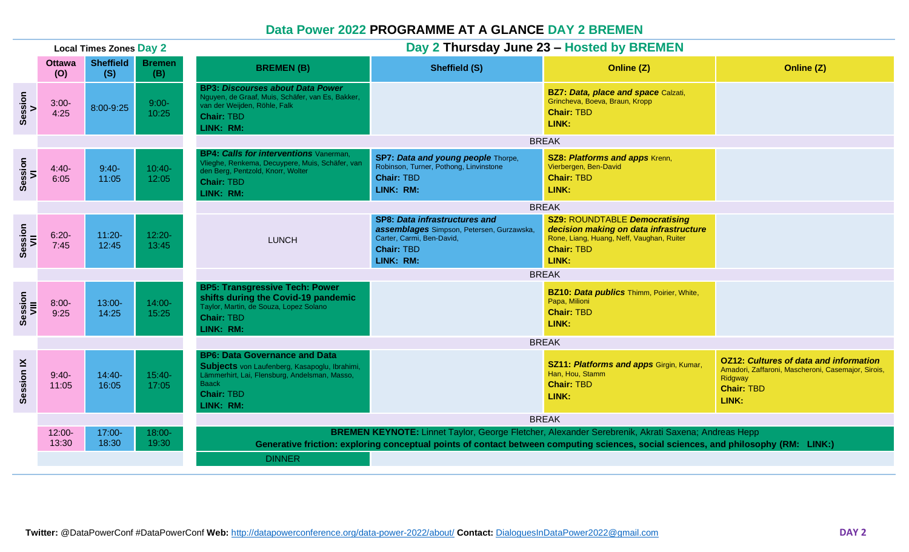# Data Power 2022 PROGRAMME AT A GLANCE DAY 2 BREMEN

## Day 2 Thursday June 23 – Hosted by BREMEN

| Session | Ottawa (O) | Sheffield (S) | Bremen (B) | BREMEN (B) | Sheffield (S) | Online (Z) | Online (Z) |
|---|---|---|---|---|---|---|---|
| Session V | 3:00-4:25 | 8:00-9:25 | 9:00-10:25 | **BP3: *Discourses about Data Power*** Nguyen, de Graaf, Muis, Schäfer, van Es, Bakker, van der Weijden, Röhle, Falk **Chair:** TBD **LINK: RM:** | | **BZ7: *Data, place and space*** Calzati, Grincheva, Boeva, Braun, Kropp **Chair:** TBD **LINK:** | |
| | | | | BREAK | | | |
| Session VI | 4:40-6:05 | 9:40-11:05 | 10:40-12:05 | **BP4: *Calls for interventions*** Vanerman, Vlieghe, Renkema, Decuypere, Muis, Schäfer, van den Berg, Pentzold, Knorr, Wolter **Chair:** TBD **LINK: RM:** | **SP7: *Data and young people*** Thorpe, Robinson, Turner, Pothong, Linvinstone **Chair:** TBD **LINK: RM:** | **SZ8: *Platforms and apps*** Krenn, Vierbergen, Ben-David **Chair:** TBD **LINK:** | |
| | | | | BREAK | | | |
| Session VII | 6:20-7:45 | 11:20-12:45 | 12:20-13:45 | LUNCH | **SP8: *Data infrastructures and assemblages*** Simpson, Petersen, Gurzawska, Carter, Carmi, Ben-David, **Chair:** TBD **LINK: RM:** | **SZ9:** ROUNDTABLE ***Democratising decision making on data infrastructure*** Rone, Liang, Huang, Neff, Vaughan, Ruiter **Chair:** TBD **LINK:** | |
| | | | | BREAK | | | |
| Session VIII | 8:00-9:25 | 13:00-14:25 | 14:00-15:25 | **BP5: Transgressive Tech: Power shifts during the Covid-19 pandemic** Taylor, Martin, de Souza, Lopez Solano **Chair:** TBD **LINK: RM:** | | **BZ10: *Data publics*** Thimm, Poirier, White, Papa, Milioni **Chair:** TBD **LINK:** | |
| | | | | BREAK | | | |
| Session IX | 9:40-11:05 | 14:40-16:05 | 15:40-17:05 | **BP6: Data Governance and Data Subjects** von Laufenberg, Kasapoglu, Ibrahimi, Lämmerhirt, Lai, Flensburg, Andelsman, Masso, Baack **Chair:** TBD **LINK: RM:** | | **SZ11: *Platforms and apps*** Girgin, Kumar, Han, Hou, Stamm **Chair:** TBD **LINK:** | **OZ12: *Cultures of data and information*** Amadori, Zaffaroni, Mascheroni, Casemajor, Sirois, Ridgway **Chair:** TBD **LINK:** |
| | | | | BREAK | | | |
| | 12:00-13:30 | 17:00-18:30 | 18:00-19:30 | **BREMEN KEYNOTE:** Linnet Taylor, George Fletcher, Alexander Serebrenik, Akrati Saxena; Andreas Hepp **Generative friction: exploring conceptual points of contact between computing sciences, social sciences, and philosophy (RM: LINK:)** | | | |
| | | | | DINNER | | | |

**Twitter:** @DataPowerConf #DataPowerConf **Web:** http://datapowerconference.org/data-power-2022/about/ **Contact:** DialoguesInDataPower2022@gmail.com

DAY 2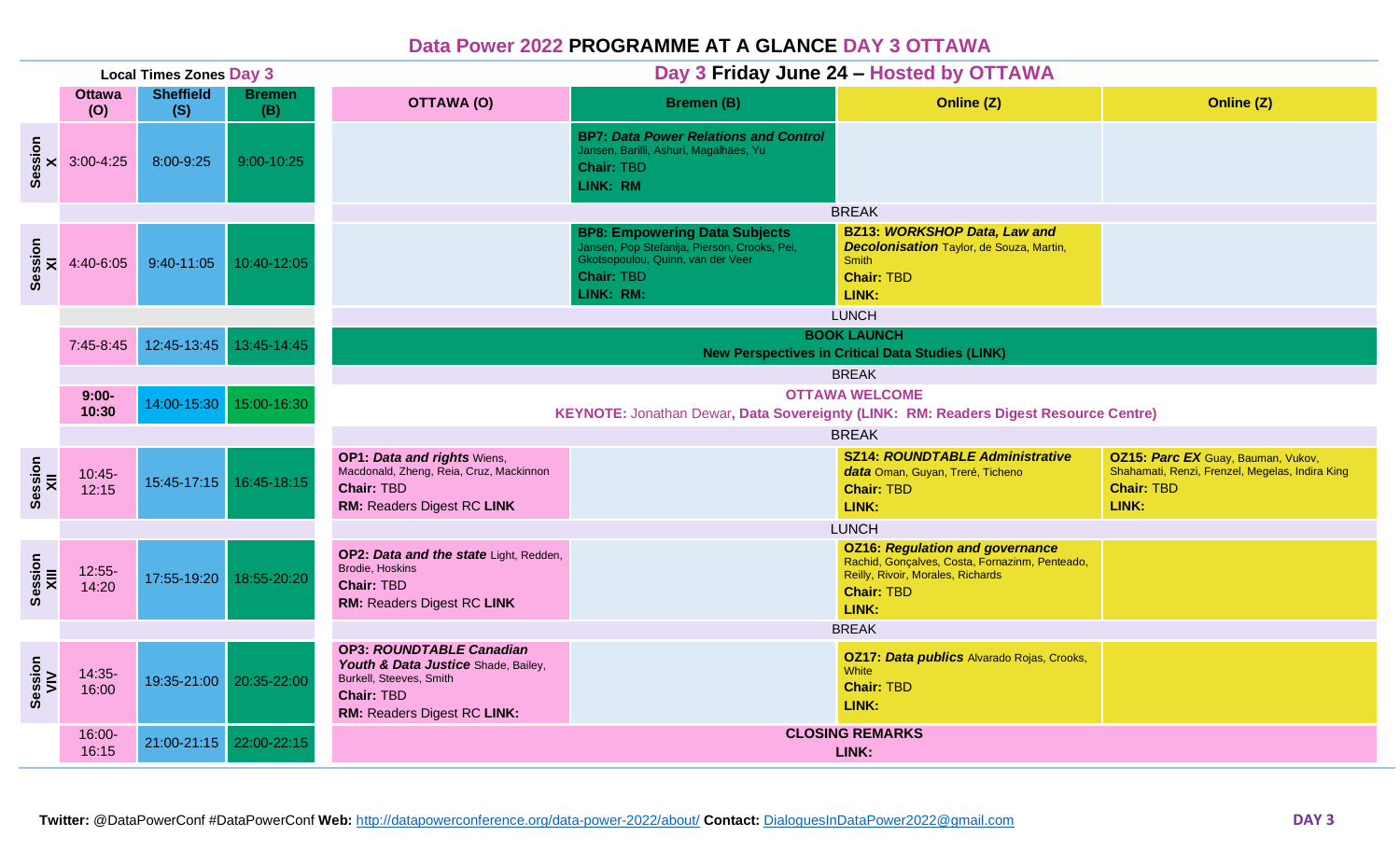# Data Power 2022 PROGRAMME AT A GLANCE DAY 3 OTTAWA

## Day 3 Friday June 24 – Hosted by OTTAWA

| Local Times Zones Day 3 | Ottawa (O) | Sheffield (S) | Bremen (B) | OTTAWA (O) | Bremen (B) | Online (Z) | Online (Z) |
|---|---|---|---|---|---|---|---|
| Session X | 3:00-4:25 | 8:00-9:25 | 9:00-10:25 | | **BP7: *Data Power Relations and Control*** Jansen, Barilli, Ashuri, Magalhães, Yu **Chair:** TBD **LINK: RM** | | |
| | | | | BREAK | | | |
| Session XI | 4:40-6:05 | 9:40-11:05 | 10:40-12:05 | | **BP8: Empowering Data Subjects** Jansen, Pop Stefanija, Pierson, Crooks, Pei, Gkotsopoulou, Quinn, van der Veer **Chair:** TBD **LINK: RM:** | **BZ13: *WORKSHOP Data, Law and Decolonisation*** Taylor, de Souza, Martin, Smith **Chair:** TBD **LINK:** | |
| | | | | LUNCH | | | |
| | 7:45-8:45 | 12:45-13:45 | 13:45-14:45 | **BOOK LAUNCH** **New Perspectives in Critical Data Studies (LINK)** | | | |
| | | | | BREAK | | | |
| | **9:00-10:30** | 14:00-15:30 | 15:00-16:30 | **OTTAWA WELCOME** **KEYNOTE:** Jonathan Dewar, **Data Sovereignty (LINK: RM: Readers Digest Resource Centre)** | | | |
| | | | | BREAK | | | |
| Session XII | 10:45-12:15 | 15:45-17:15 | 16:45-18:15 | **OP1: *Data and rights*** Wiens, Macdonald, Zheng, Reia, Cruz, Mackinnon **Chair:** TBD **RM:** Readers Digest RC **LINK** | | **SZ14: *ROUNDTABLE Administrative data*** Oman, Guyan, Treré, Ticheno **Chair:** TBD **LINK:** | **OZ15: *Parc EX*** Guay, Bauman, Vukov, Shahamati, Renzi, Frenzel, Megelas, Indira King **Chair:** TBD **LINK:** |
| | | | | LUNCH | | | |
| Session XIII | 12:55-14:20 | 17:55-19:20 | 18:55-20:20 | **OP2: *Data and the state*** Light, Redden, Brodie, Hoskins **Chair:** TBD **RM:** Readers Digest RC **LINK** | | **OZ16: *Regulation and governance*** Rachid, Gonçalves, Costa, Fornazinm, Penteado, Reilly, Rivoir, Morales, Richards **Chair:** TBD **LINK:** | |
| | | | | BREAK | | | |
| Session VIV | 14:35-16:00 | 19:35-21:00 | 20:35-22:00 | **OP3: *ROUNDTABLE Canadian Youth & Data Justice*** Shade, Bailey, Burkell, Steeves, Smith **Chair:** TBD **RM:** Readers Digest RC **LINK:** | | **OZ17: *Data publics*** Alvarado Rojas, Crooks, White **Chair:** TBD **LINK:** | |
| | 16:00-16:15 | 21:00-21:15 | 22:00-22:15 | **CLOSING REMARKS** **LINK:** | | | |

**Twitter:** @DataPowerConf #DataPowerConf **Web:** http://datapowerconference.org/data-power-2022/about/ **Contact:** DialoguesInDataPower2022@gmail.com

**DAY 3**